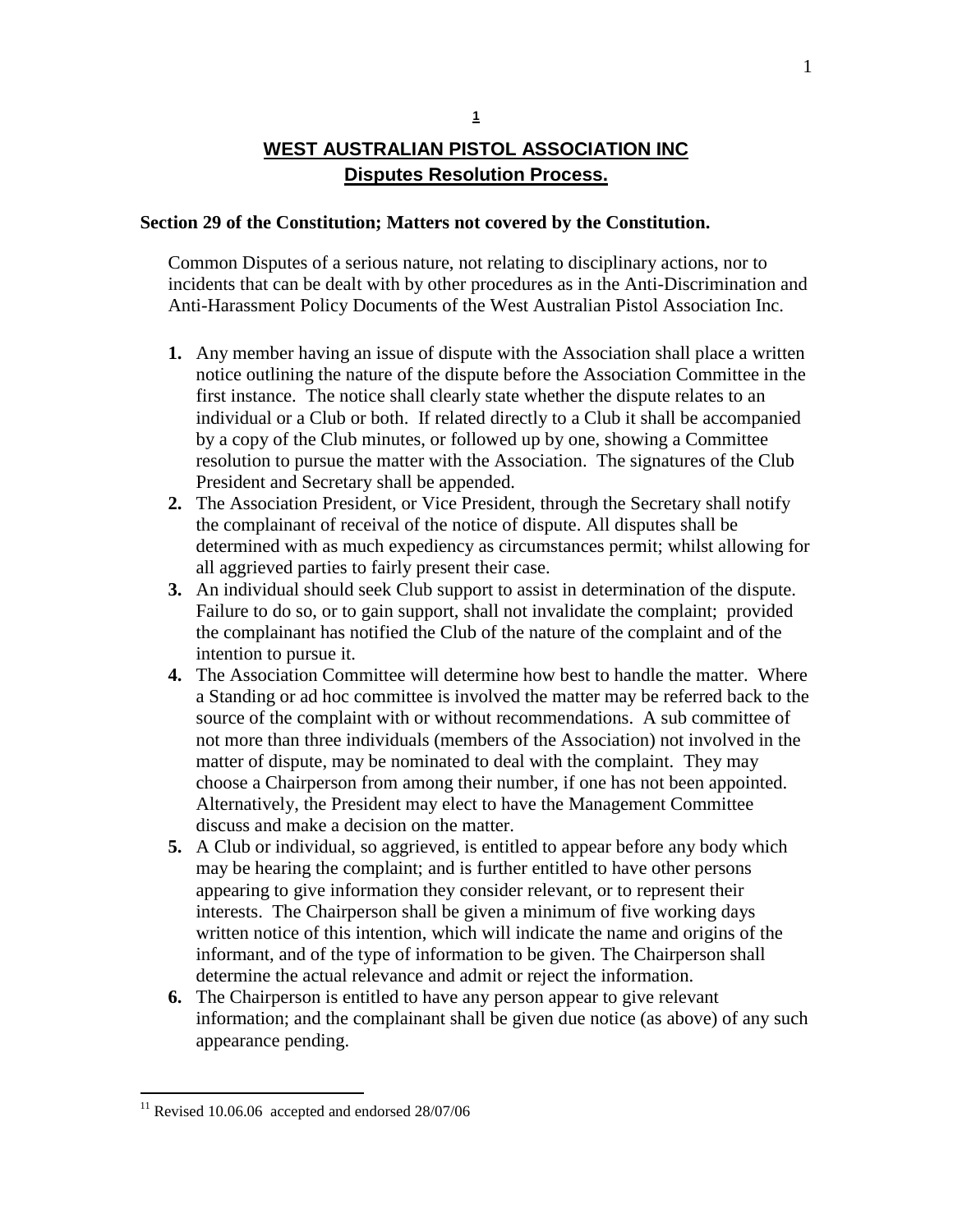# WEST AUSTRALIAN PISTOL ASSOCIATION INC

## Disputes Resolution Process.

**Section 29 of the Constitution; Matters not covered by the Constitution.**

Common Disputes of a serious nature, not relating to disciplinary actions, nor to incidents that can be dealt with by other procedures as in the Anti-Discrimination and Anti-Harassment Policy Documents of the West Australian Pistol Association Inc.

1. Any member having an issue of dispute with the Association shall place a written notice outlining the nature of the dispute before the Association Committee in the first instance. The notice shall clearly state whether the dispute relates to an individual or a Club or both. If related directly to a Club it shall be accompanied by a copy of the Club minutes, or followed up by one, showing a Committee resolution to pursue the matter with the Association. The signatures of the Club President and Secretary shall be appended.
2. The Association President, or Vice President, through the Secretary shall notify the complainant of receival of the notice of dispute. All disputes shall be determined with as much expediency as circumstances permit; whilst allowing for all aggrieved parties to fairly present their case.
3. An individual should seek Club support to assist in determination of the dispute. Failure to do so, or to gain support, shall not invalidate the complaint; provided the complainant has notified the Club of the nature of the complaint and of the intention to pursue it.
4. The Association Committee will determine how best to handle the matter. Where a Standing or ad hoc committee is involved the matter may be referred back to the source of the complaint with or without recommendations. A sub committee of not more than three individuals (members of the Association) not involved in the matter of dispute, may be nominated to deal with the complaint. They may choose a Chairperson from among their number, if one has not been appointed. Alternatively, the President may elect to have the Management Committee discuss and make a decision on the matter.
5. A Club or individual, so aggrieved, is entitled to appear before any body which may be hearing the complaint; and is further entitled to have other persons appearing to give information they consider relevant, or to represent their interests. The Chairperson shall be given a minimum of five working days written notice of this intention, which will indicate the name and origins of the informant, and of the type of information to be given. The Chairperson shall determine the actual relevance and admit or reject the information.
6. The Chairperson is entitled to have any person appear to give relevant information; and the complainant shall be given due notice (as above) of any such appearance pending.

[11] Revised 10.06.06 accepted and endorsed 28/07/06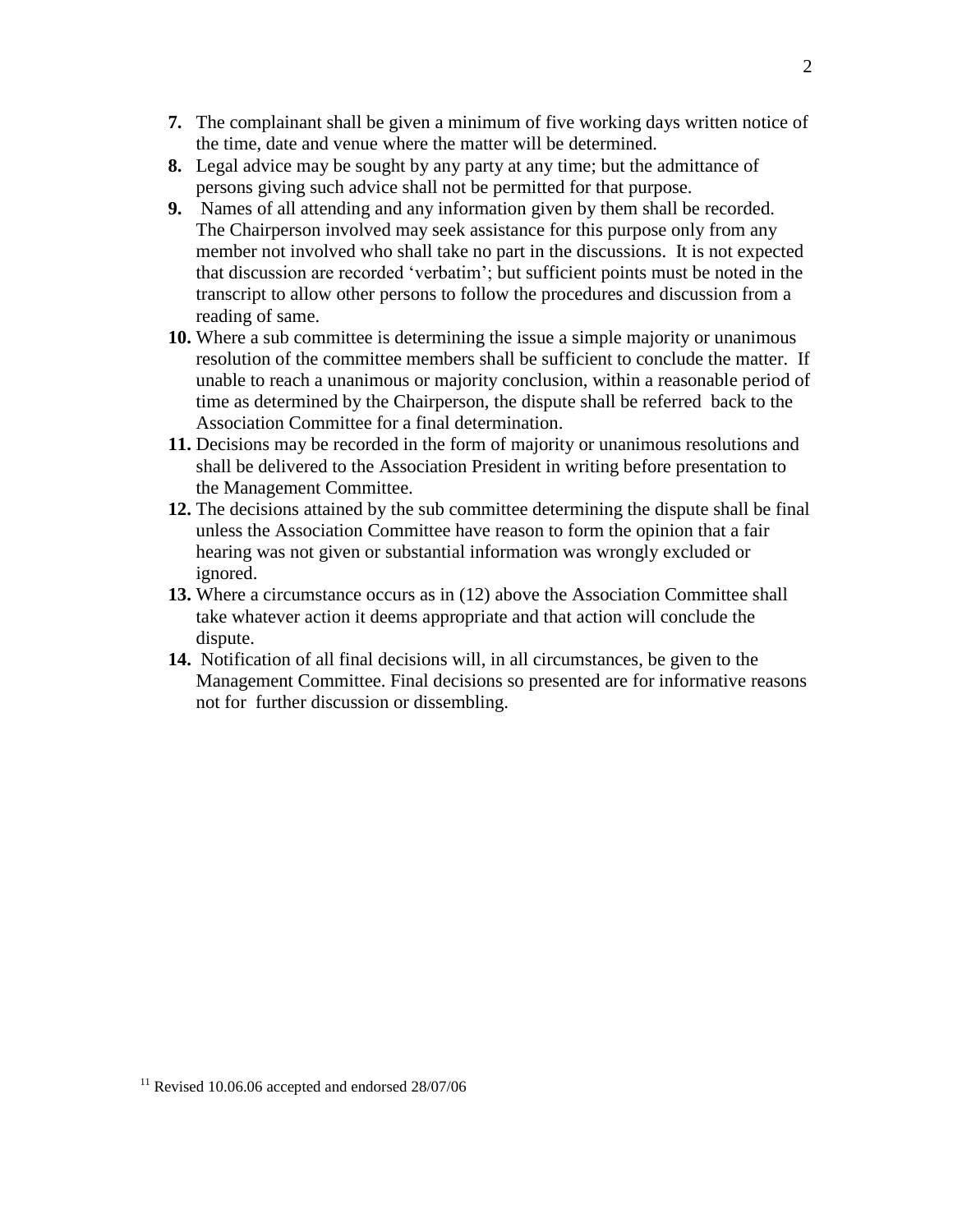**7.** The complainant shall be given a minimum of five working days written notice of the time, date and venue where the matter will be determined.

**8.** Legal advice may be sought by any party at any time; but the admittance of persons giving such advice shall not be permitted for that purpose.

**9.** Names of all attending and any information given by them shall be recorded. The Chairperson involved may seek assistance for this purpose only from any member not involved who shall take no part in the discussions. It is not expected that discussion are recorded 'verbatim'; but sufficient points must be noted in the transcript to allow other persons to follow the procedures and discussion from a reading of same.

**10.** Where a sub committee is determining the issue a simple majority or unanimous resolution of the committee members shall be sufficient to conclude the matter. If unable to reach a unanimous or majority conclusion, within a reasonable period of time as determined by the Chairperson, the dispute shall be referred back to the Association Committee for a final determination.

**11.** Decisions may be recorded in the form of majority or unanimous resolutions and shall be delivered to the Association President in writing before presentation to the Management Committee.

**12.** The decisions attained by the sub committee determining the dispute shall be final unless the Association Committee have reason to form the opinion that a fair hearing was not given or substantial information was wrongly excluded or ignored.

**13.** Where a circumstance occurs as in (12) above the Association Committee shall take whatever action it deems appropriate and that action will conclude the dispute.

**14.** Notification of all final decisions will, in all circumstances, be given to the Management Committee. Final decisions so presented are for informative reasons not for further discussion or dissembling.

[11] Revised 10.06.06 accepted and endorsed 28/07/06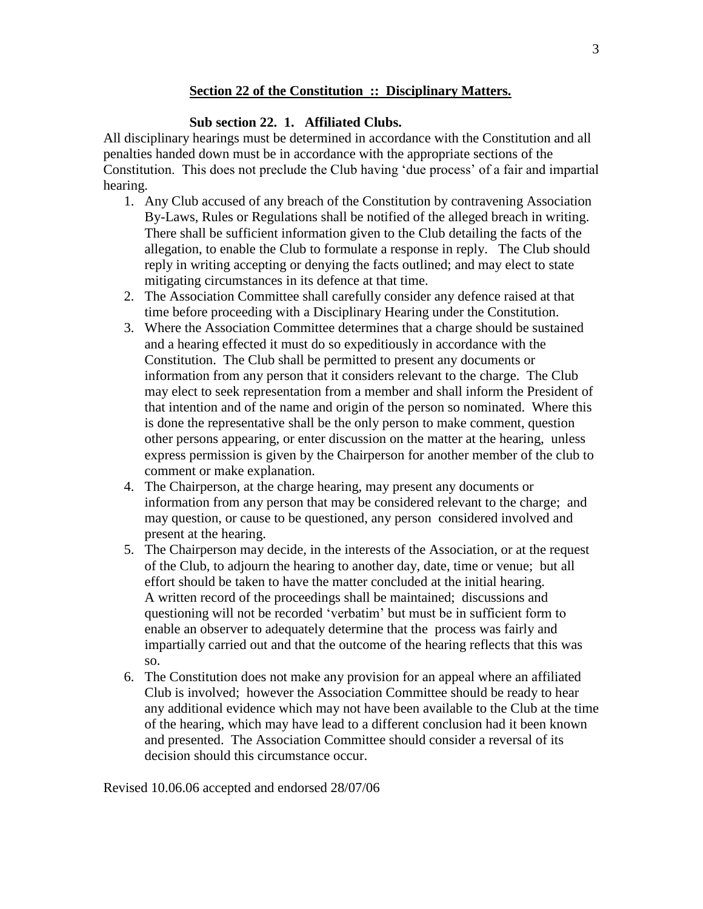## **Section 22 of the Constitution :: Disciplinary Matters.**

### **Sub section 22. 1. Affiliated Clubs.**

All disciplinary hearings must be determined in accordance with the Constitution and all penalties handed down must be in accordance with the appropriate sections of the Constitution. This does not preclude the Club having 'due process' of a fair and impartial hearing.

1. Any Club accused of any breach of the Constitution by contravening Association By-Laws, Rules or Regulations shall be notified of the alleged breach in writing. There shall be sufficient information given to the Club detailing the facts of the allegation, to enable the Club to formulate a response in reply. The Club should reply in writing accepting or denying the facts outlined; and may elect to state mitigating circumstances in its defence at that time.
2. The Association Committee shall carefully consider any defence raised at that time before proceeding with a Disciplinary Hearing under the Constitution.
3. Where the Association Committee determines that a charge should be sustained and a hearing effected it must do so expeditiously in accordance with the Constitution. The Club shall be permitted to present any documents or information from any person that it considers relevant to the charge. The Club may elect to seek representation from a member and shall inform the President of that intention and of the name and origin of the person so nominated. Where this is done the representative shall be the only person to make comment, question other persons appearing, or enter discussion on the matter at the hearing, unless express permission is given by the Chairperson for another member of the club to comment or make explanation.
4. The Chairperson, at the charge hearing, may present any documents or information from any person that may be considered relevant to the charge; and may question, or cause to be questioned, any person considered involved and present at the hearing.
5. The Chairperson may decide, in the interests of the Association, or at the request of the Club, to adjourn the hearing to another day, date, time or venue; but all effort should be taken to have the matter concluded at the initial hearing. A written record of the proceedings shall be maintained; discussions and questioning will not be recorded 'verbatim' but must be in sufficient form to enable an observer to adequately determine that the process was fairly and impartially carried out and that the outcome of the hearing reflects that this was so.
6. The Constitution does not make any provision for an appeal where an affiliated Club is involved; however the Association Committee should be ready to hear any additional evidence which may not have been available to the Club at the time of the hearing, which may have lead to a different conclusion had it been known and presented. The Association Committee should consider a reversal of its decision should this circumstance occur.

Revised 10.06.06 accepted and endorsed 28/07/06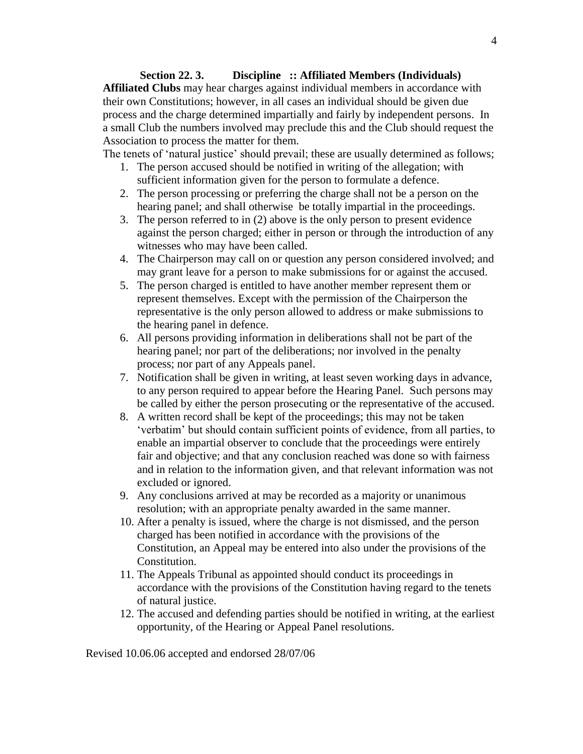### Section 22. 3. Discipline :: Affiliated Members (Individuals)

**Affiliated Clubs** may hear charges against individual members in accordance with their own Constitutions; however, in all cases an individual should be given due process and the charge determined impartially and fairly by independent persons. In a small Club the numbers involved may preclude this and the Club should request the Association to process the matter for them.

The tenets of 'natural justice' should prevail; these are usually determined as follows;

1. The person accused should be notified in writing of the allegation; with sufficient information given for the person to formulate a defence.
2. The person processing or preferring the charge shall not be a person on the hearing panel; and shall otherwise be totally impartial in the proceedings.
3. The person referred to in (2) above is the only person to present evidence against the person charged; either in person or through the introduction of any witnesses who may have been called.
4. The Chairperson may call on or question any person considered involved; and may grant leave for a person to make submissions for or against the accused.
5. The person charged is entitled to have another member represent them or represent themselves. Except with the permission of the Chairperson the representative is the only person allowed to address or make submissions to the hearing panel in defence.
6. All persons providing information in deliberations shall not be part of the hearing panel; nor part of the deliberations; nor involved in the penalty process; nor part of any Appeals panel.
7. Notification shall be given in writing, at least seven working days in advance, to any person required to appear before the Hearing Panel. Such persons may be called by either the person prosecuting or the representative of the accused.
8. A written record shall be kept of the proceedings; this may not be taken 'verbatim' but should contain sufficient points of evidence, from all parties, to enable an impartial observer to conclude that the proceedings were entirely fair and objective; and that any conclusion reached was done so with fairness and in relation to the information given, and that relevant information was not excluded or ignored.
9. Any conclusions arrived at may be recorded as a majority or unanimous resolution; with an appropriate penalty awarded in the same manner.
10. After a penalty is issued, where the charge is not dismissed, and the person charged has been notified in accordance with the provisions of the Constitution, an Appeal may be entered into also under the provisions of the Constitution.
11. The Appeals Tribunal as appointed should conduct its proceedings in accordance with the provisions of the Constitution having regard to the tenets of natural justice.
12. The accused and defending parties should be notified in writing, at the earliest opportunity, of the Hearing or Appeal Panel resolutions.

Revised 10.06.06 accepted and endorsed 28/07/06